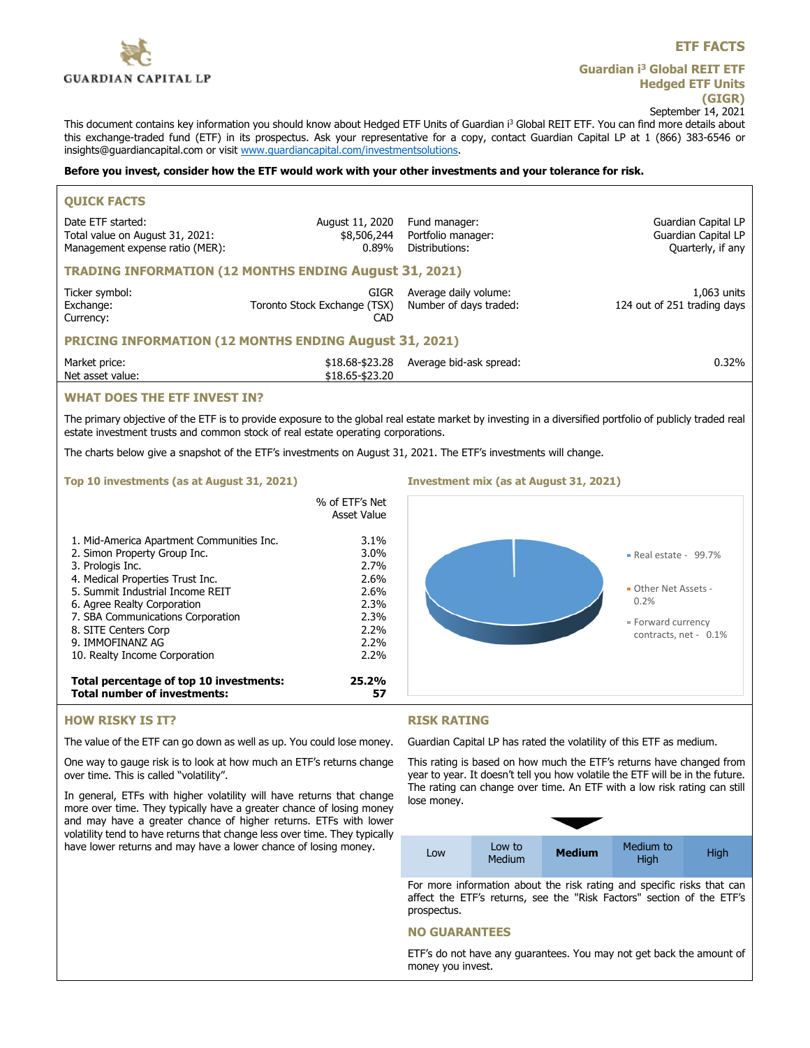GUARDIAN CAPITAL LP

# ETF FACTS

## Guardian i³ Global REIT ETF Hedged ETF Units (GIGR)

September 14, 2021

This document contains key information you should know about Hedged ETF Units of Guardian i³ Global REIT ETF. You can find more details about this exchange-traded fund (ETF) in its prospectus. Ask your representative for a copy, contact Guardian Capital LP at 1 (866) 383-6546 or insights@guardiancapital.com or visit www.guardiancapital.com/investmentsolutions.

**Before you invest, consider how the ETF would work with your other investments and your tolerance for risk.**

### QUICK FACTS

| | | | |
|---|---|---|---|
| Date ETF started: | August 11, 2020 | Fund manager: | Guardian Capital LP |
| Total value on August 31, 2021: | $8,506,244 | Portfolio manager: | Guardian Capital LP |
| Management expense ratio (MER): | 0.89% | Distributions: | Quarterly, if any |

### TRADING INFORMATION (12 MONTHS ENDING August 31, 2021)

| | | | |
|---|---|---|---|
| Ticker symbol: | GIGR | Average daily volume: | 1,063 units |
| Exchange: | Toronto Stock Exchange (TSX) | Number of days traded: | 124 out of 251 trading days |
| Currency: | CAD | | |

### PRICING INFORMATION (12 MONTHS ENDING August 31, 2021)

| | | | |
|---|---|---|---|
| Market price: | $18.68-$23.28 | Average bid-ask spread: | 0.32% |
| Net asset value: | $18.65-$23.20 | | |

### WHAT DOES THE ETF INVEST IN?

The primary objective of the ETF is to provide exposure to the global real estate market by investing in a diversified portfolio of publicly traded real estate investment trusts and common stock of real estate operating corporations.

The charts below give a snapshot of the ETF's investments on August 31, 2021. The ETF's investments will change.

**Top 10 investments (as at August 31, 2021)**

| | % of ETF's Net Asset Value |
|---|---|
| 1. Mid-America Apartment Communities Inc. | 3.1% |
| 2. Simon Property Group Inc. | 3.0% |
| 3. Prologis Inc. | 2.7% |
| 4. Medical Properties Trust Inc. | 2.6% |
| 5. Summit Industrial Income REIT | 2.6% |
| 6. Agree Realty Corporation | 2.3% |
| 7. SBA Communications Corporation | 2.3% |
| 8. SITE Centers Corp | 2.2% |
| 9. IMMOFINANZ AG | 2.2% |
| 10. Realty Income Corporation | 2.2% |
| **Total percentage of top 10 investments:** | **25.2%** |
| **Total number of investments:** | **57** |

**Investment mix (as at August 31, 2021)**

- Real estate - 99.7%
- Other Net Assets - 0.2%
- Forward currency contracts, net - 0.1%

### HOW RISKY IS IT?

The value of the ETF can go down as well as up. You could lose money.

One way to gauge risk is to look at how much an ETF's returns change over time. This is called "volatility".

In general, ETFs with higher volatility will have returns that change more over time. They typically have a greater chance of losing money and may have a greater chance of higher returns. ETFs with lower volatility tend to have returns that change less over time. They typically have lower returns and may have a lower chance of losing money.

### RISK RATING

Guardian Capital LP has rated the volatility of this ETF as medium.

This rating is based on how much the ETF's returns have changed from year to year. It doesn't tell you how volatile the ETF will be in the future. The rating can change over time. An ETF with a low risk rating can still lose money.

| Low | Low to Medium | **Medium** | Medium to High | High |
|---|---|---|---|---|

For more information about the risk rating and specific risks that can affect the ETF's returns, see the "Risk Factors" section of the ETF's prospectus.

### NO GUARANTEES

ETF's do not have any guarantees. You may not get back the amount of money you invest.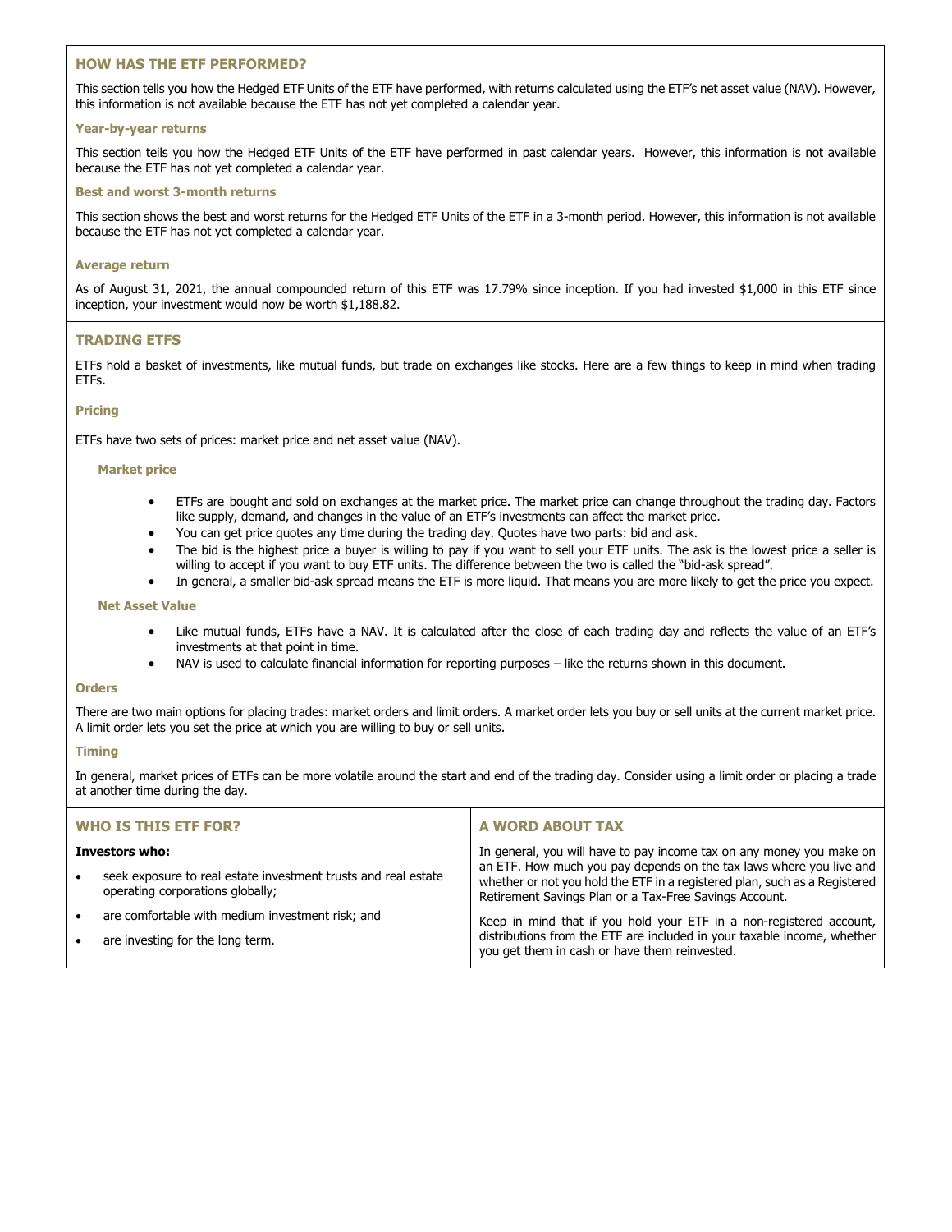## HOW HAS THE ETF PERFORMED?

This section tells you how the Hedged ETF Units of the ETF have performed, with returns calculated using the ETF's net asset value (NAV). However, this information is not available because the ETF has not yet completed a calendar year.

### Year-by-year returns

This section tells you how the Hedged ETF Units of the ETF have performed in past calendar years. However, this information is not available because the ETF has not yet completed a calendar year.

### Best and worst 3-month returns

This section shows the best and worst returns for the Hedged ETF Units of the ETF in a 3-month period. However, this information is not available because the ETF has not yet completed a calendar year.

### Average return

As of August 31, 2021, the annual compounded return of this ETF was 17.79% since inception. If you had invested $1,000 in this ETF since inception, your investment would now be worth $1,188.82.

## TRADING ETFS

ETFs hold a basket of investments, like mutual funds, but trade on exchanges like stocks. Here are a few things to keep in mind when trading ETFs.

### Pricing

ETFs have two sets of prices: market price and net asset value (NAV).

#### Market price

- ETFs are bought and sold on exchanges at the market price. The market price can change throughout the trading day. Factors like supply, demand, and changes in the value of an ETF's investments can affect the market price.
- You can get price quotes any time during the trading day. Quotes have two parts: bid and ask.
- The bid is the highest price a buyer is willing to pay if you want to sell your ETF units. The ask is the lowest price a seller is willing to accept if you want to buy ETF units. The difference between the two is called the "bid-ask spread".
- In general, a smaller bid-ask spread means the ETF is more liquid. That means you are more likely to get the price you expect.

#### Net Asset Value

- Like mutual funds, ETFs have a NAV. It is calculated after the close of each trading day and reflects the value of an ETF's investments at that point in time.
- NAV is used to calculate financial information for reporting purposes – like the returns shown in this document.

### Orders

There are two main options for placing trades: market orders and limit orders. A market order lets you buy or sell units at the current market price. A limit order lets you set the price at which you are willing to buy or sell units.

### Timing

In general, market prices of ETFs can be more volatile around the start and end of the trading day. Consider using a limit order or placing a trade at another time during the day.

## WHO IS THIS ETF FOR?

**Investors who:**

- seek exposure to real estate investment trusts and real estate operating corporations globally;
- are comfortable with medium investment risk; and
- are investing for the long term.

## A WORD ABOUT TAX

In general, you will have to pay income tax on any money you make on an ETF. How much you pay depends on the tax laws where you live and whether or not you hold the ETF in a registered plan, such as a Registered Retirement Savings Plan or a Tax-Free Savings Account.

Keep in mind that if you hold your ETF in a non-registered account, distributions from the ETF are included in your taxable income, whether you get them in cash or have them reinvested.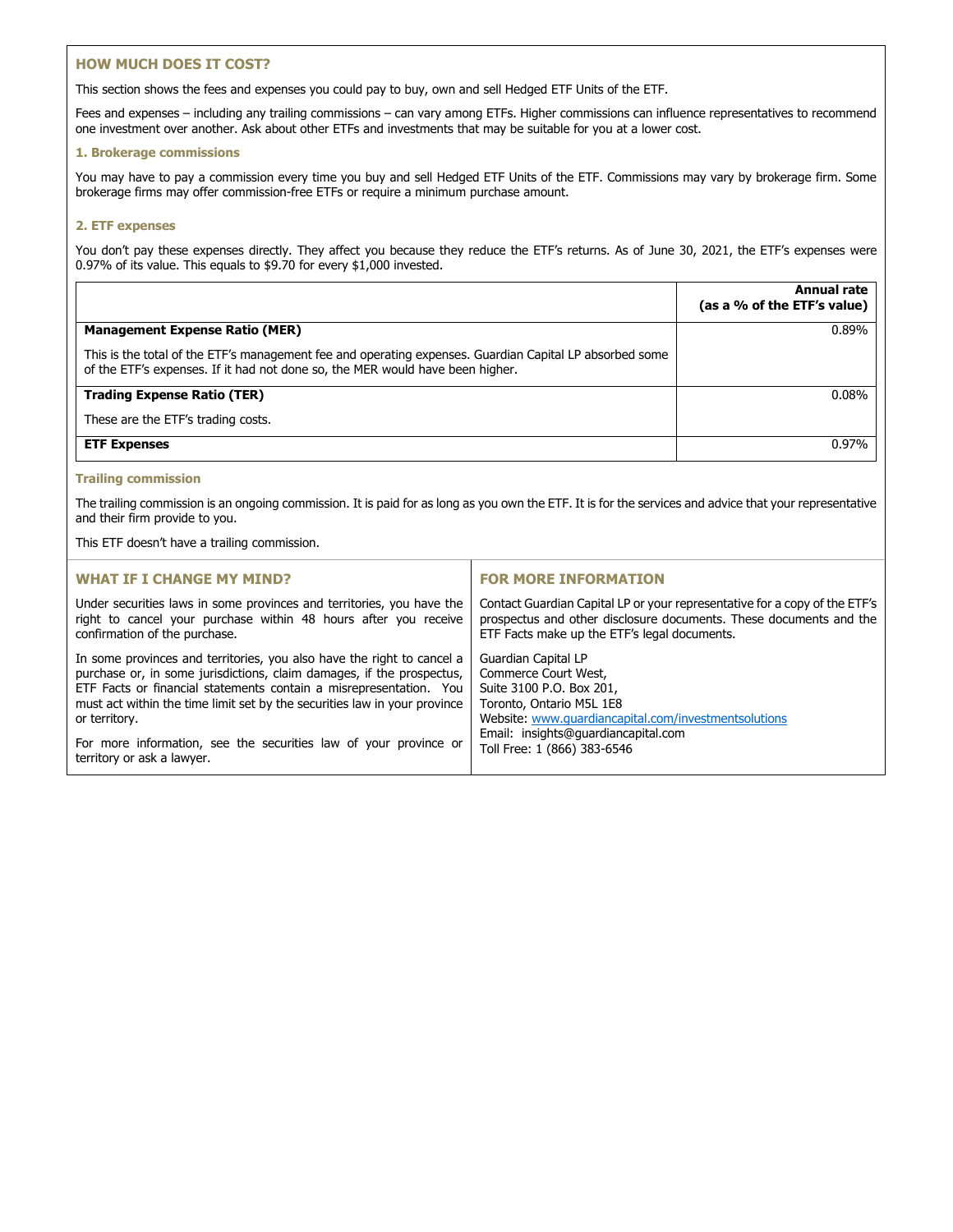## HOW MUCH DOES IT COST?

This section shows the fees and expenses you could pay to buy, own and sell Hedged ETF Units of the ETF.

Fees and expenses – including any trailing commissions – can vary among ETFs. Higher commissions can influence representatives to recommend one investment over another. Ask about other ETFs and investments that may be suitable for you at a lower cost.

### 1. Brokerage commissions

You may have to pay a commission every time you buy and sell Hedged ETF Units of the ETF. Commissions may vary by brokerage firm. Some brokerage firms may offer commission-free ETFs or require a minimum purchase amount.

### 2. ETF expenses

You don't pay these expenses directly. They affect you because they reduce the ETF's returns. As of June 30, 2021, the ETF's expenses were 0.97% of its value. This equals to $9.70 for every $1,000 invested.

| | **Annual rate (as a % of the ETF's value)** |
|---|---|
| **Management Expense Ratio (MER)**<br><br>This is the total of the ETF's management fee and operating expenses. Guardian Capital LP absorbed some of the ETF's expenses. If it had not done so, the MER would have been higher. | 0.89% |
| **Trading Expense Ratio (TER)**<br><br>These are the ETF's trading costs. | 0.08% |
| **ETF Expenses** | 0.97% |

### Trailing commission

The trailing commission is an ongoing commission. It is paid for as long as you own the ETF. It is for the services and advice that your representative and their firm provide to you.

This ETF doesn't have a trailing commission.

## WHAT IF I CHANGE MY MIND?

Under securities laws in some provinces and territories, you have the right to cancel your purchase within 48 hours after you receive confirmation of the purchase.

In some provinces and territories, you also have the right to cancel a purchase or, in some jurisdictions, claim damages, if the prospectus, ETF Facts or financial statements contain a misrepresentation. You must act within the time limit set by the securities law in your province or territory.

For more information, see the securities law of your province or territory or ask a lawyer.

## FOR MORE INFORMATION

Contact Guardian Capital LP or your representative for a copy of the ETF's prospectus and other disclosure documents. These documents and the ETF Facts make up the ETF's legal documents.

Guardian Capital LP
Commerce Court West,
Suite 3100 P.O. Box 201,
Toronto, Ontario M5L 1E8
Website: www.guardiancapital.com/investmentsolutions
Email: insights@guardiancapital.com
Toll Free: 1 (866) 383-6546